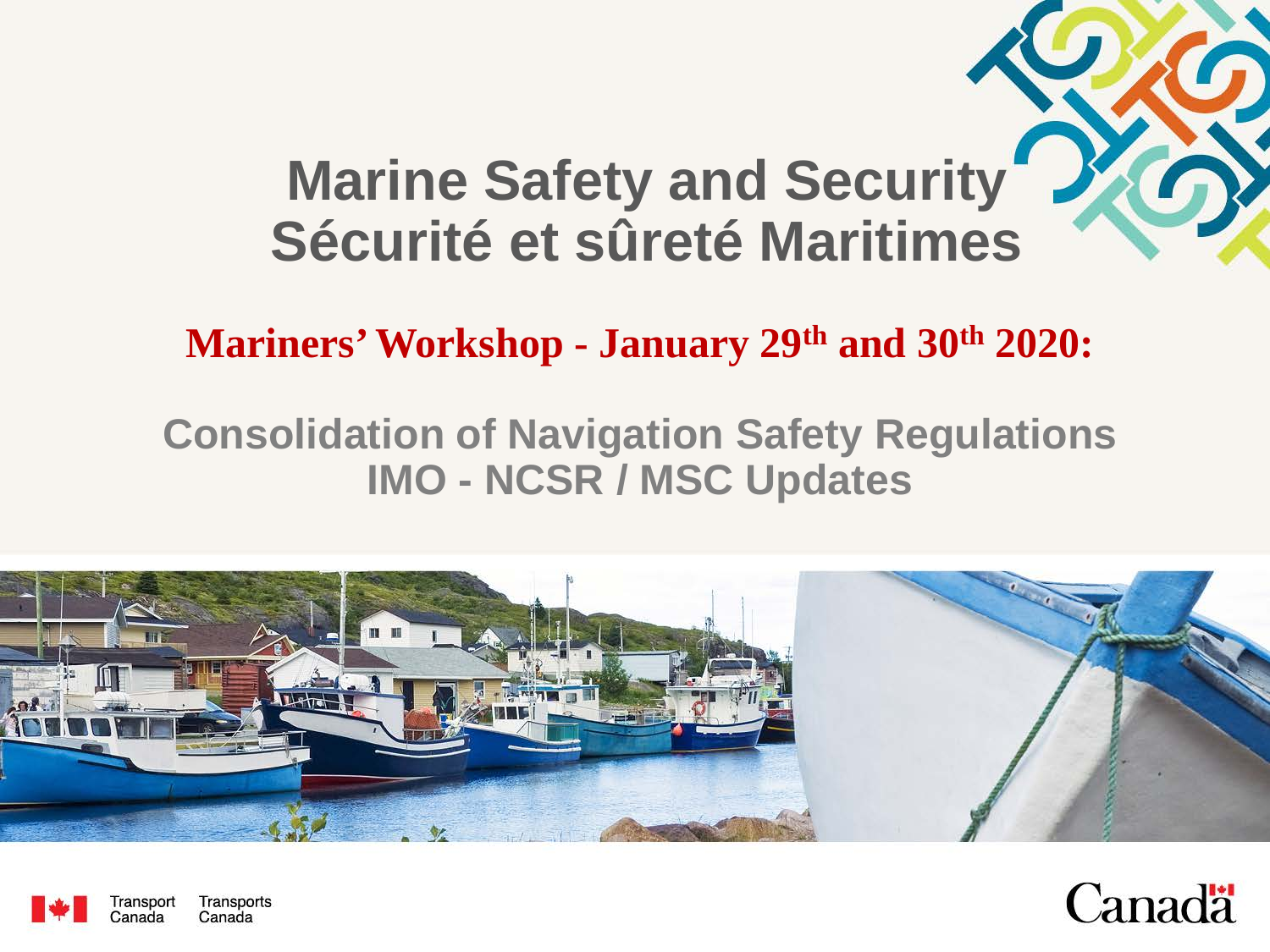# Marine Safety and Security
# Sécurité et sûreté Maritimes

**Mariners' Workshop - January 29th and 30th 2020:**

## Consolidation of Navigation Safety Regulations
## IMO - NCSR / MSC Updates

Transport Canada Transports Canada

Canada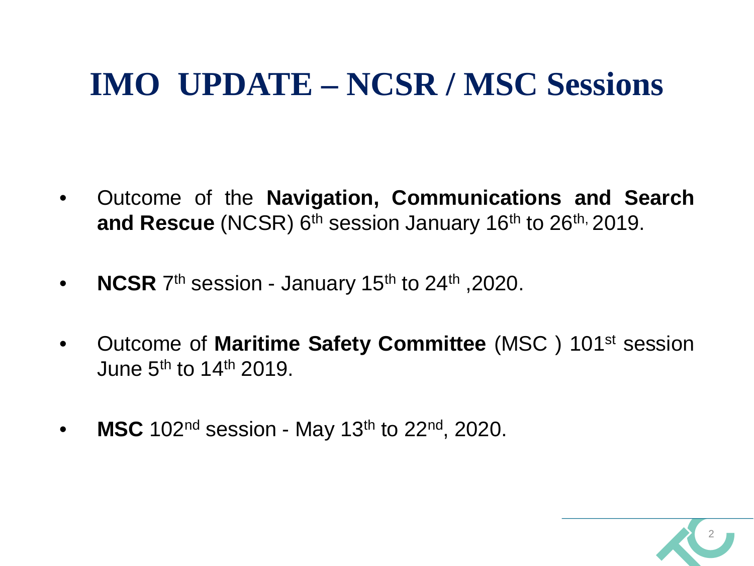# IMO UPDATE – NCSR / MSC Sessions

- Outcome of the **Navigation, Communications and Search and Rescue** (NCSR) 6th session January 16th to 26th, 2019.
- **NCSR** 7th session - January 15th to 24th ,2020.
- Outcome of **Maritime Safety Committee** (MSC ) 101st session June 5th to 14th 2019.
- **MSC** 102nd session - May 13th to 22nd, 2020.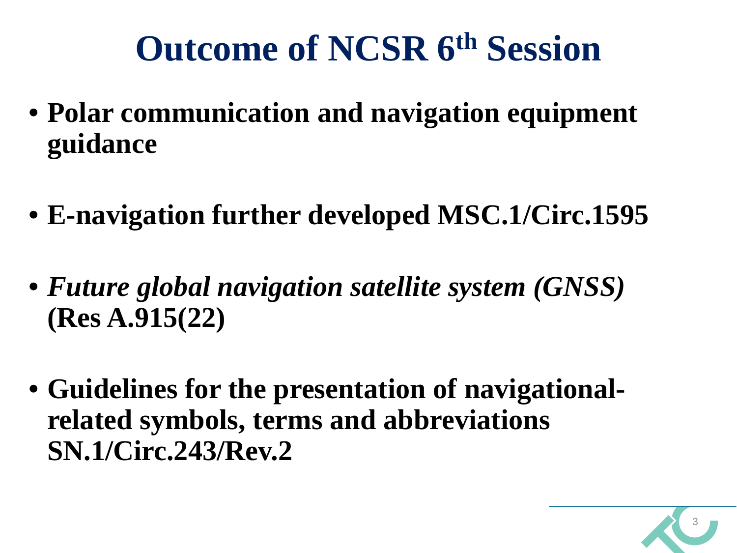# Outcome of NCSR 6th Session

- **Polar communication and navigation equipment guidance**
- **E-navigation further developed MSC.1/Circ.1595**
- ***Future global navigation satellite system (GNSS)* (Res A.915(22)**
- **Guidelines for the presentation of navigational-related symbols, terms and abbreviations SN.1/Circ.243/Rev.2**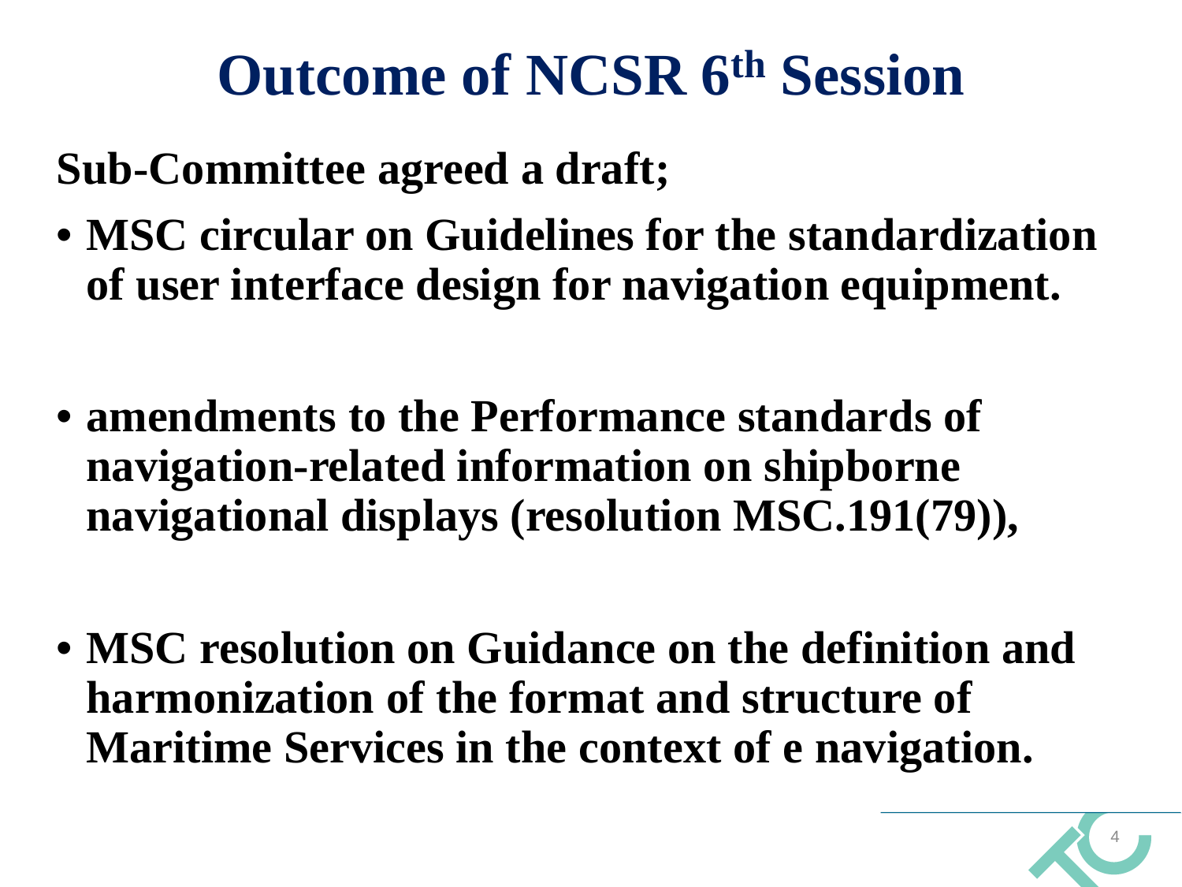# Outcome of NCSR 6th Session

**Sub-Committee agreed a draft;**

- **MSC circular on Guidelines for the standardization of user interface design for navigation equipment.**

- **amendments to the Performance standards of navigation-related information on shipborne navigational displays (resolution MSC.191(79)),**

- **MSC resolution on Guidance on the definition and harmonization of the format and structure of Maritime Services in the context of e navigation.**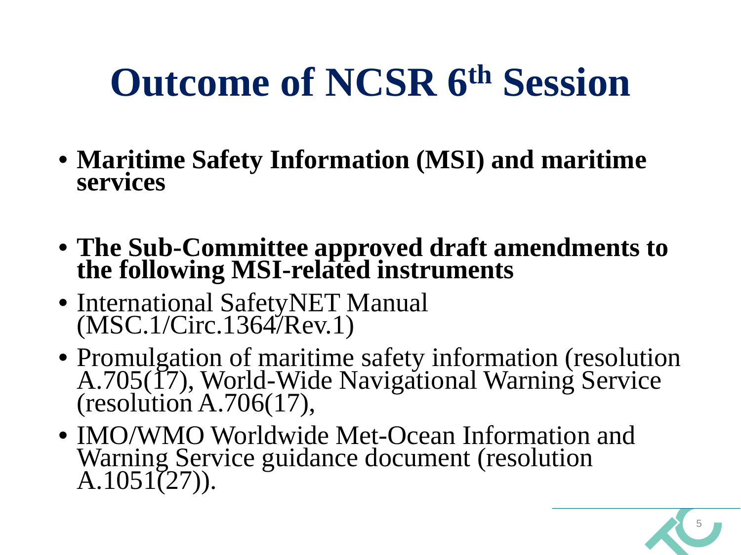# Outcome of NCSR 6th Session

- **Maritime Safety Information (MSI) and maritime services**

- **The Sub-Committee approved draft amendments to the following MSI-related instruments**
- International SafetyNET Manual (MSC.1/Circ.1364/Rev.1)
- Promulgation of maritime safety information (resolution A.705(17), World-Wide Navigational Warning Service (resolution A.706(17),
- IMO/WMO Worldwide Met-Ocean Information and Warning Service guidance document (resolution A.1051(27)).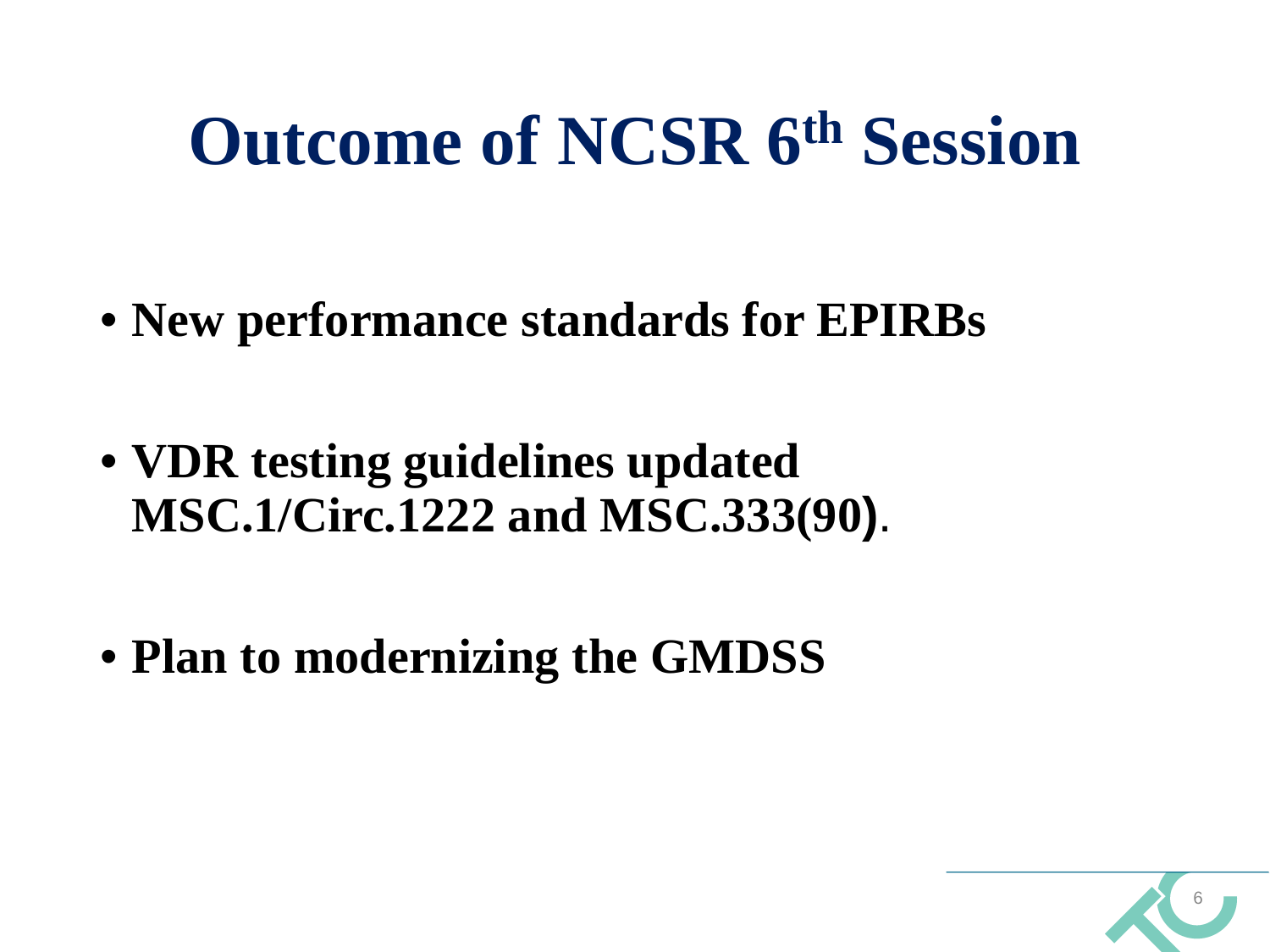# Outcome of NCSR 6th Session

- **New performance standards for EPIRBs**
- **VDR testing guidelines updated MSC.1/Circ.1222 and MSC.333(90)**.
- **Plan to modernizing the GMDSS**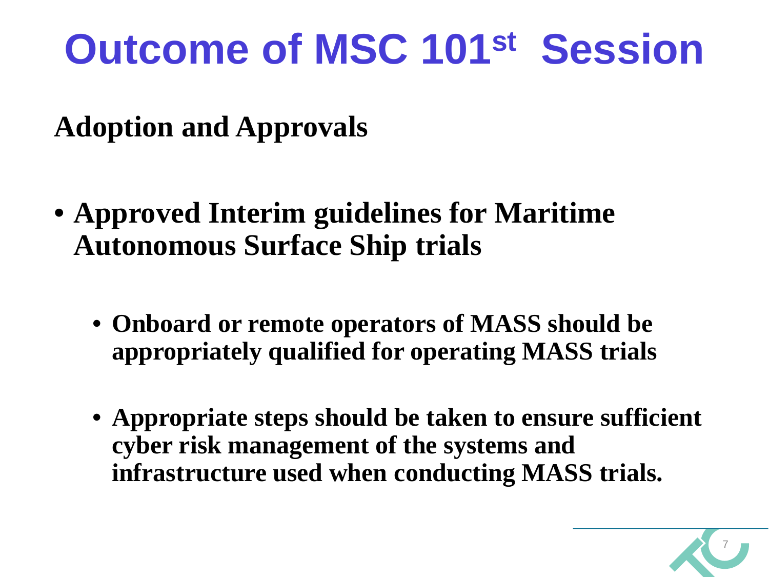# Outcome of MSC 101st Session

## Adoption and Approvals

- **Approved Interim guidelines for Maritime Autonomous Surface Ship trials**
  - **Onboard or remote operators of MASS should be appropriately qualified for operating MASS trials**
  - **Appropriate steps should be taken to ensure sufficient cyber risk management of the systems and infrastructure used when conducting MASS trials.**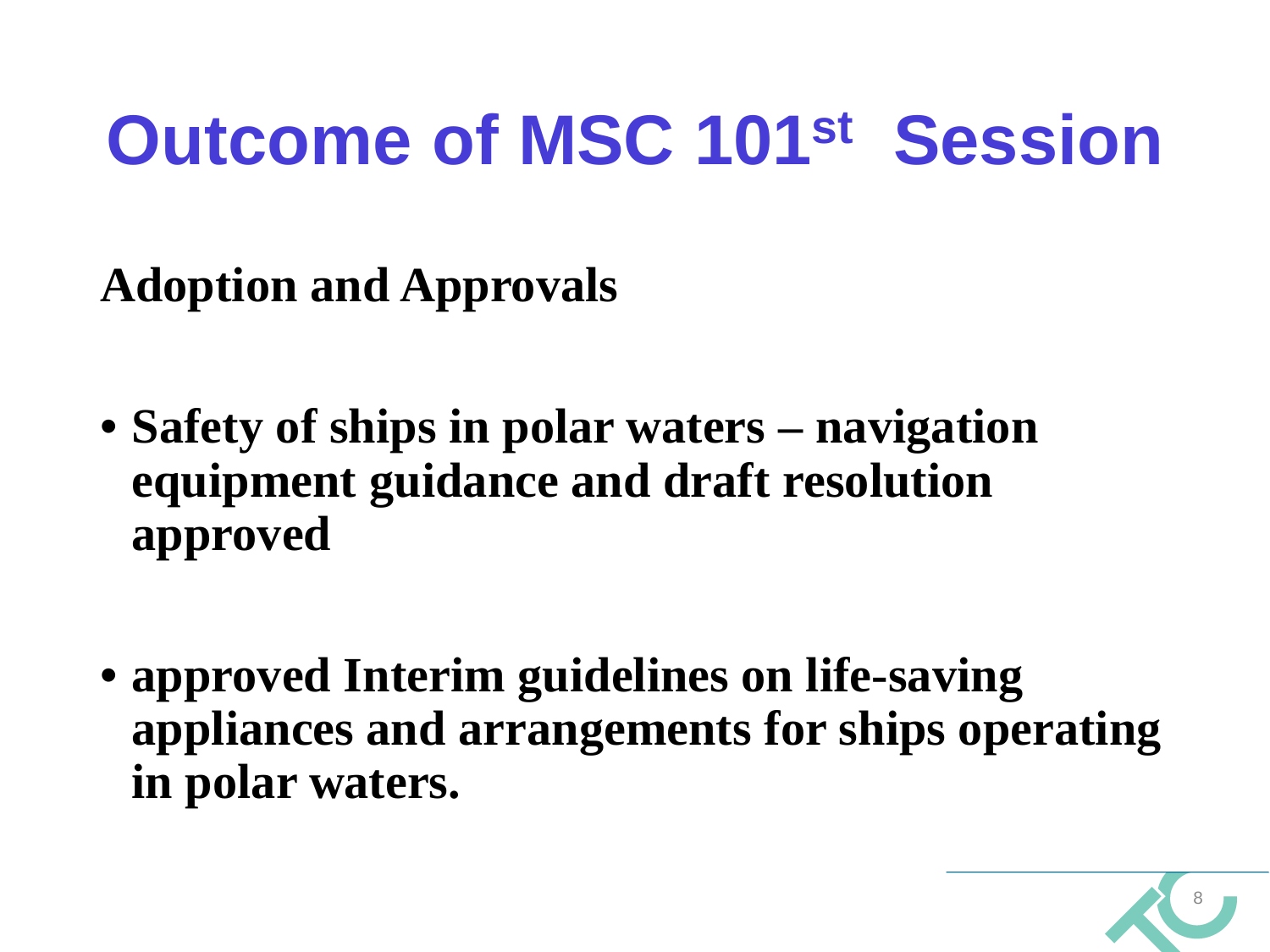# Outcome of MSC 101st Session

**Adoption and Approvals**

- **Safety of ships in polar waters – navigation equipment guidance and draft resolution approved**

- **approved Interim guidelines on life-saving appliances and arrangements for ships operating in polar waters.**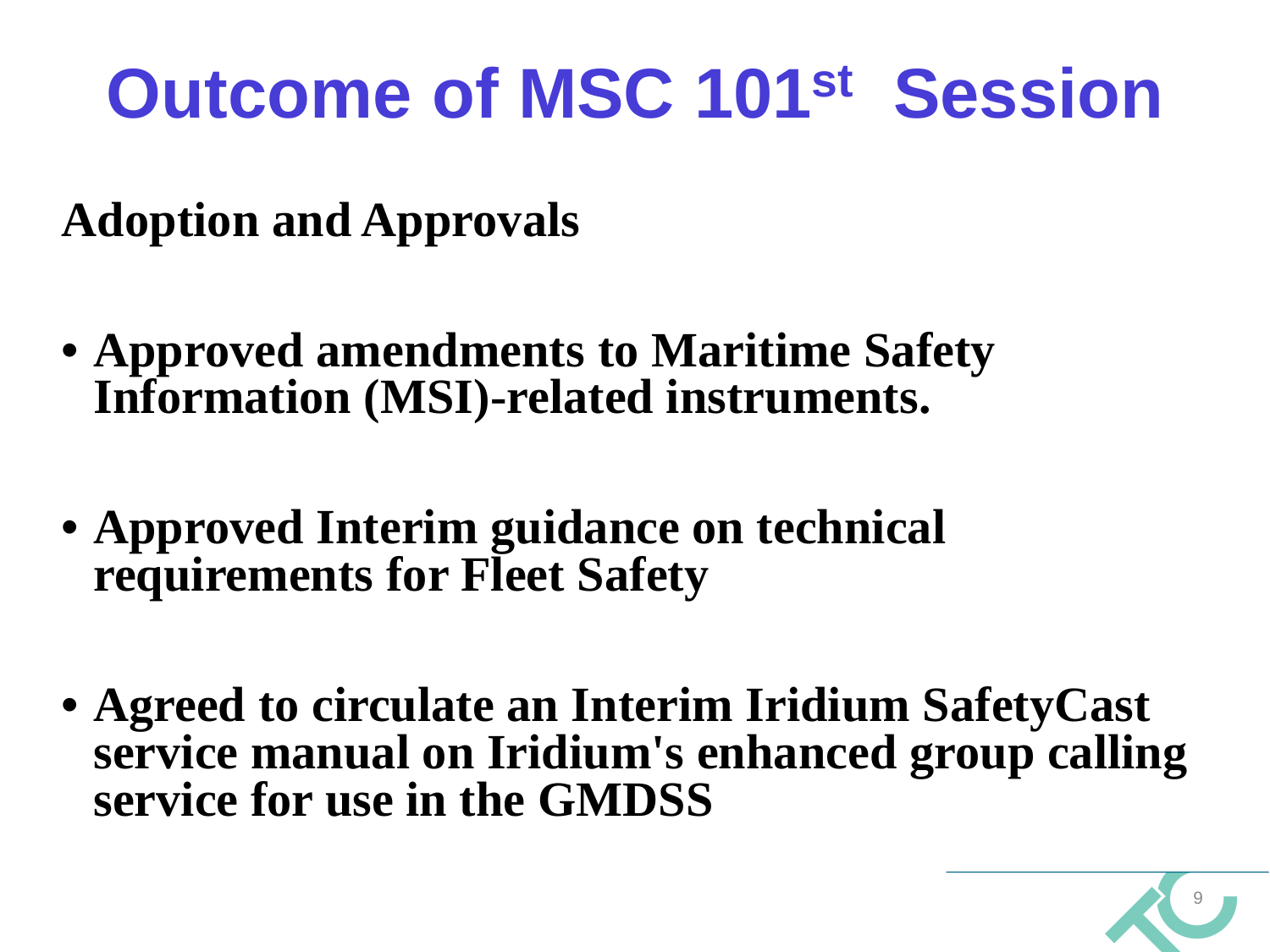# Outcome of MSC 101st Session

**Adoption and Approvals**

- **Approved amendments to Maritime Safety Information (MSI)-related instruments.**

- **Approved Interim guidance on technical requirements for Fleet Safety**

- **Agreed to circulate an Interim Iridium SafetyCast service manual on Iridium's enhanced group calling service for use in the GMDSS**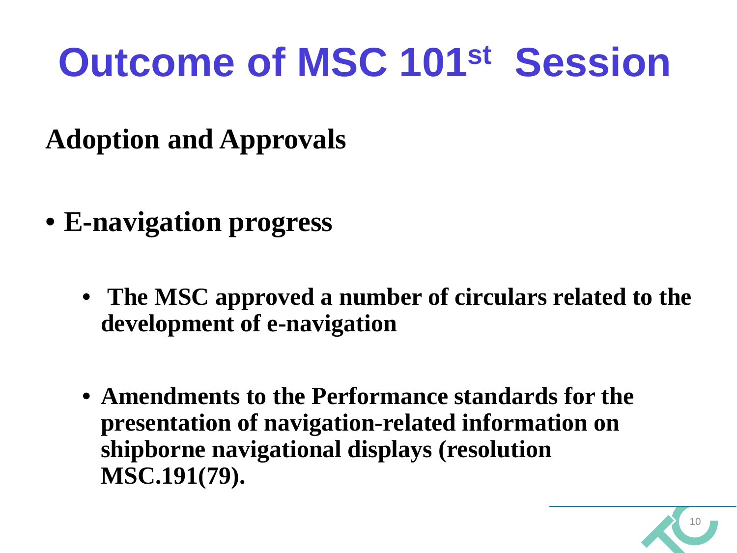# Outcome of MSC 101st Session

## Adoption and Approvals

- **E-navigation progress**
  - **The MSC approved a number of circulars related to the development of e-navigation**
  - **Amendments to the Performance standards for the presentation of navigation-related information on shipborne navigational displays (resolution MSC.191(79).**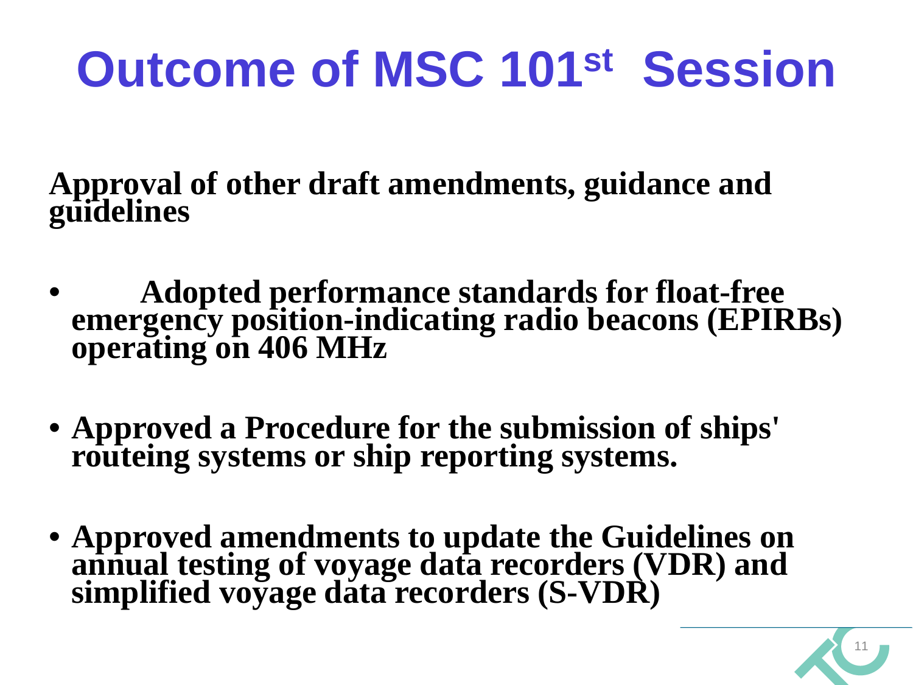# Outcome of MSC 101st Session

**Approval of other draft amendments, guidance and guidelines**

- **Adopted performance standards for float-free emergency position-indicating radio beacons (EPIRBs) operating on 406 MHz**

- **Approved a Procedure for the submission of ships' routeing systems or ship reporting systems.**

- **Approved amendments to update the Guidelines on annual testing of voyage data recorders (VDR) and simplified voyage data recorders (S-VDR)**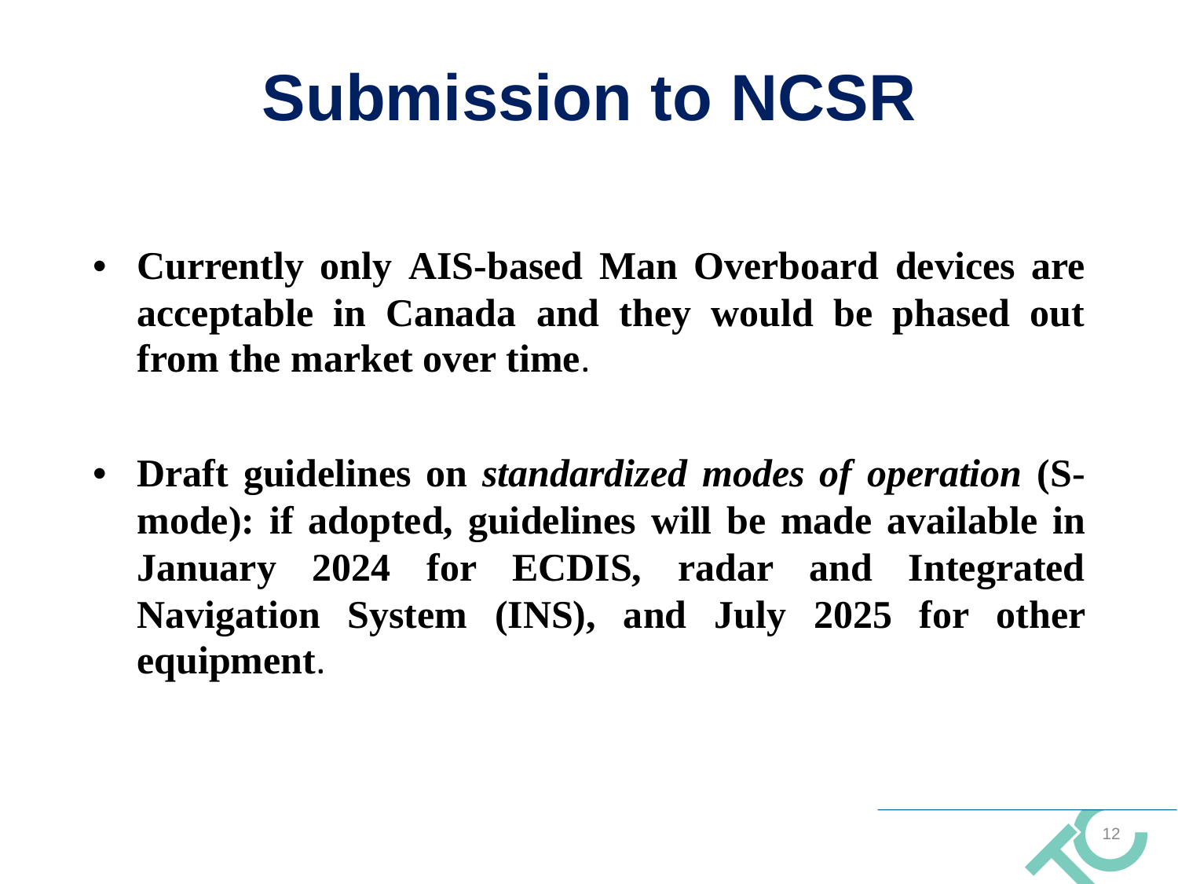# Submission to NCSR

- **Currently only AIS-based Man Overboard devices are acceptable in Canada and they would be phased out from the market over time**.

- **Draft guidelines on *standardized modes of operation* (S-mode): if adopted, guidelines will be made available in January 2024 for ECDIS, radar and Integrated Navigation System (INS), and July 2025 for other equipment**.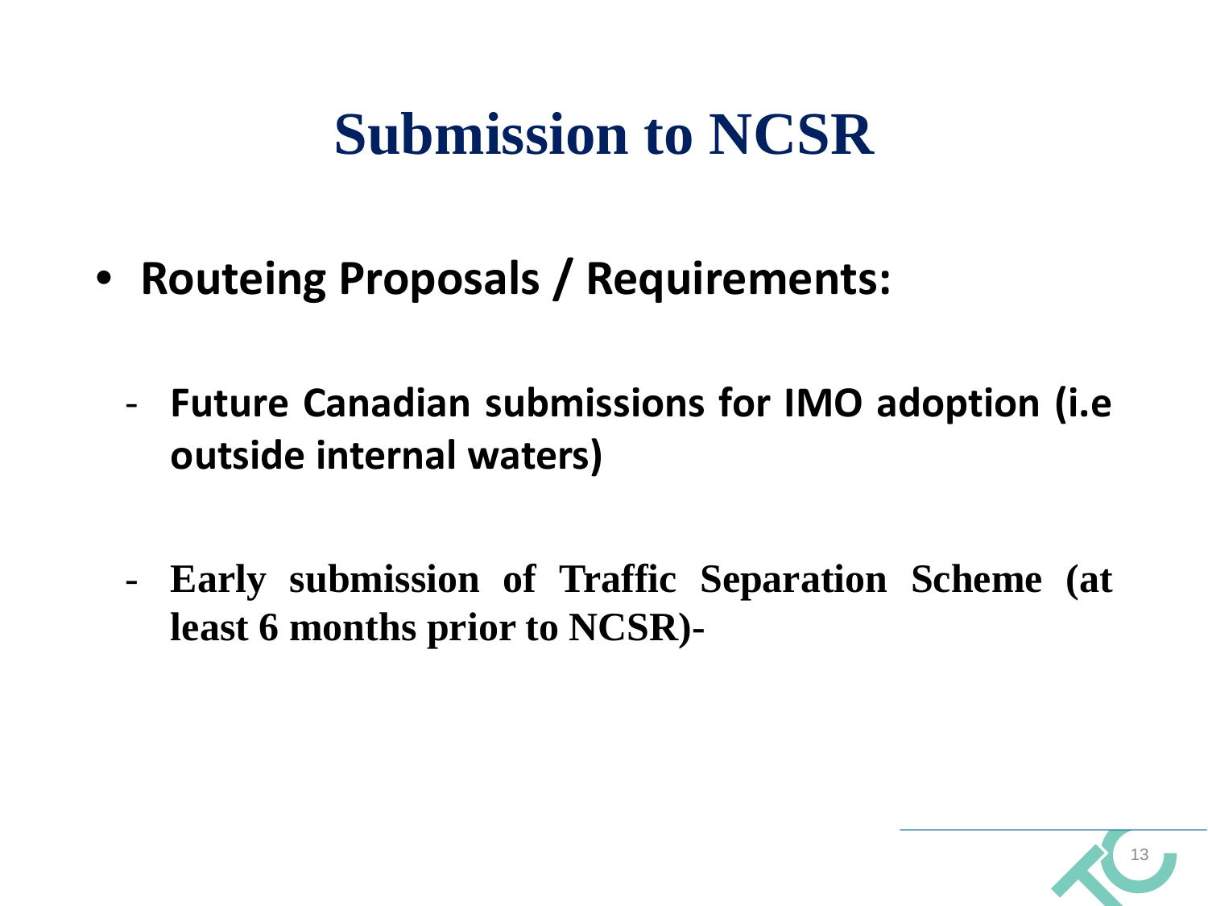# Submission to NCSR

- **Routeing Proposals / Requirements:**

  - **Future Canadian submissions for IMO adoption (i.e outside internal waters)**

  - **Early submission of Traffic Separation Scheme (at least 6 months prior to NCSR)-**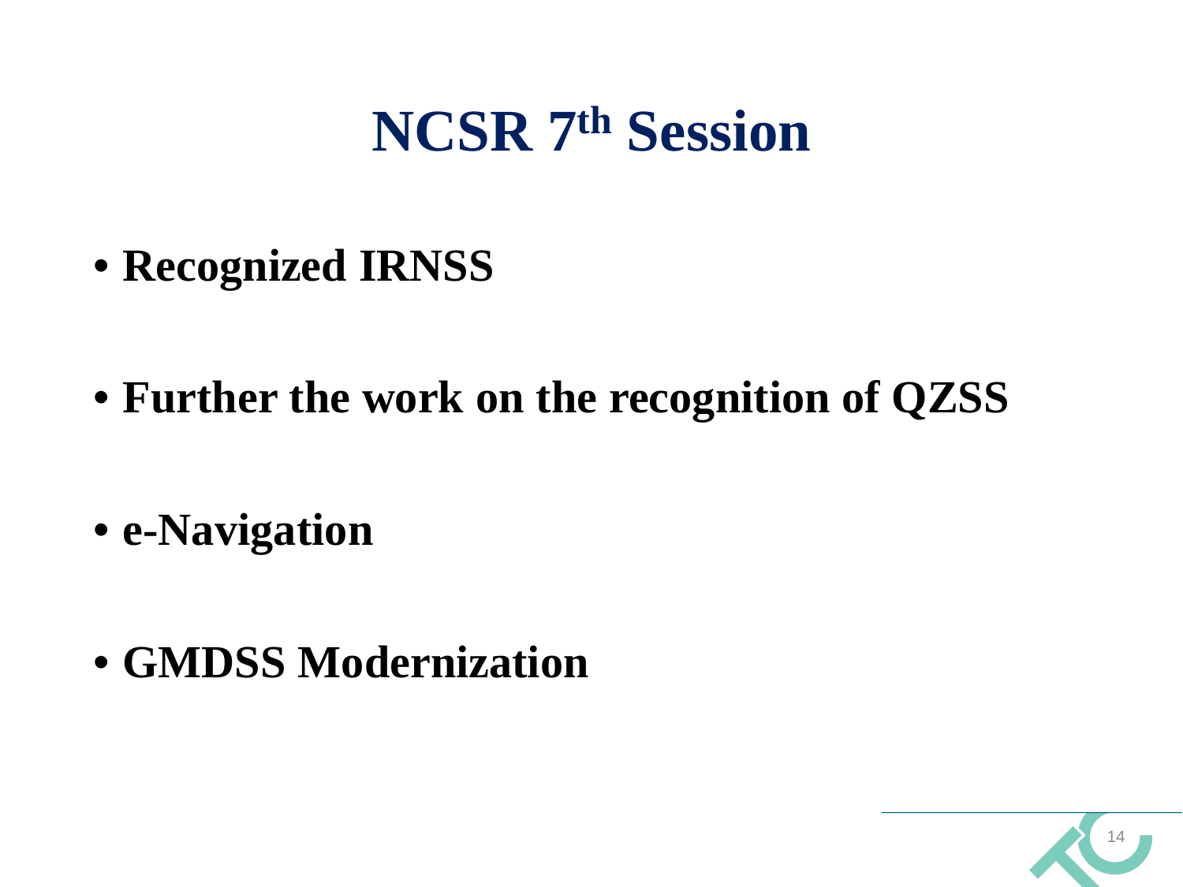# NCSR 7th Session

- **Recognized IRNSS**
- **Further the work on the recognition of QZSS**
- **e-Navigation**
- **GMDSS Modernization**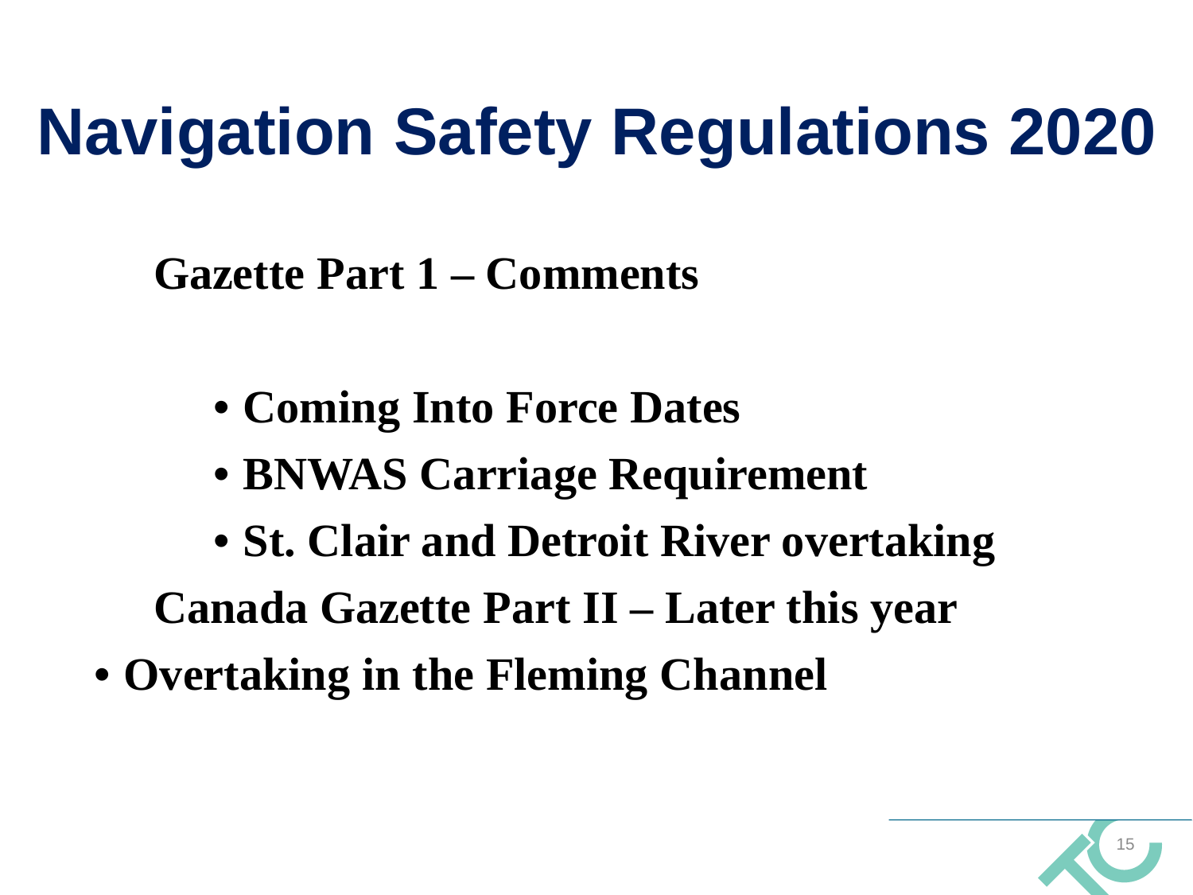# Navigation Safety Regulations 2020

**Gazette Part 1 – Comments**

- **Coming Into Force Dates**
- **BNWAS Carriage Requirement**
- **St. Clair and Detroit River overtaking**

**Canada Gazette Part II – Later this year**

- **Overtaking in the Fleming Channel**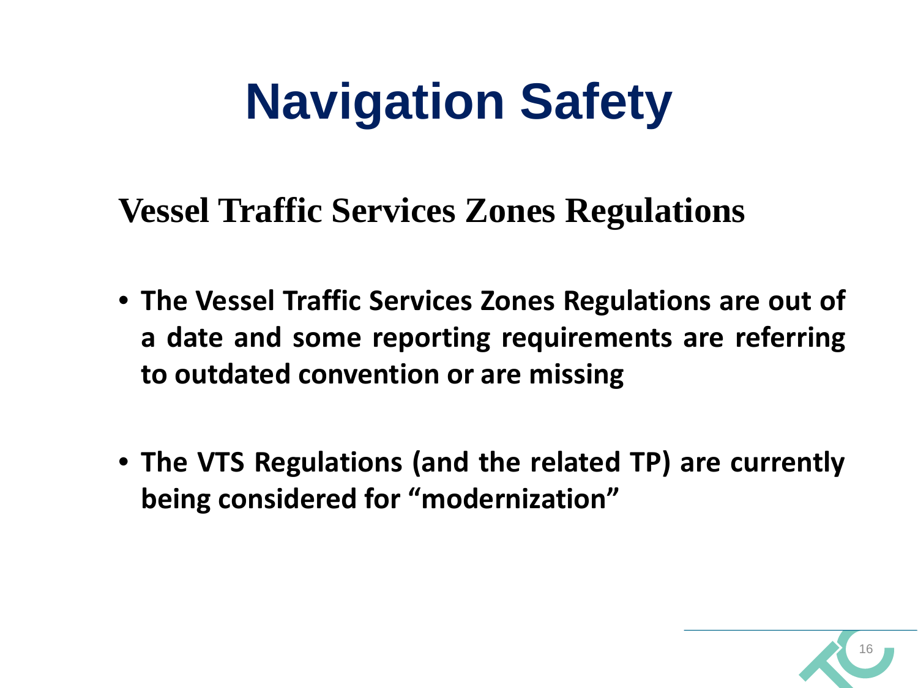# Navigation Safety

## Vessel Traffic Services Zones Regulations

- **The Vessel Traffic Services Zones Regulations are out of a date and some reporting requirements are referring to outdated convention or are missing**

- **The VTS Regulations (and the related TP) are currently being considered for "modernization"**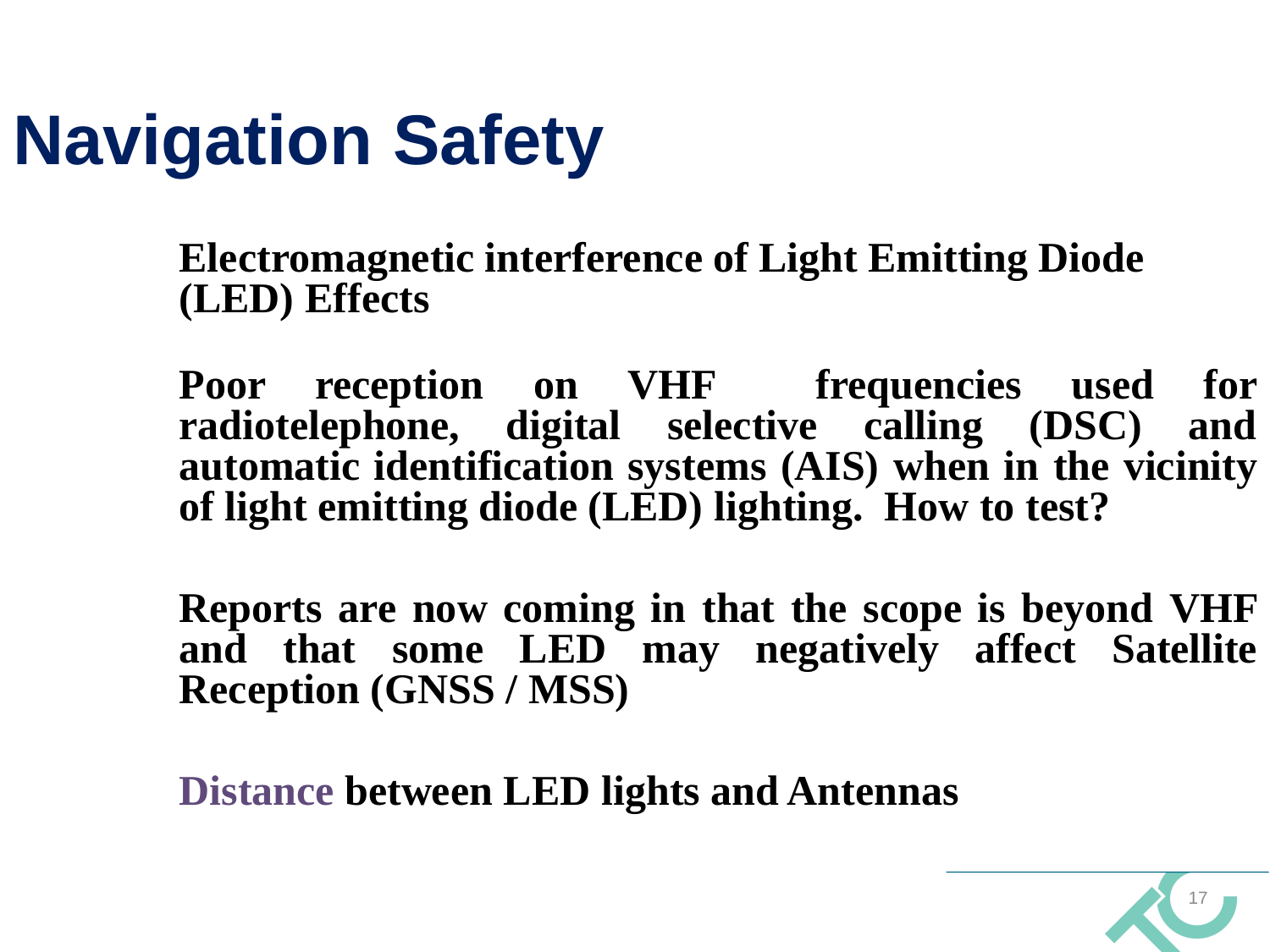# Navigation Safety

**Electromagnetic interference of Light Emitting Diode (LED) Effects**

**Poor reception on VHF frequencies used for radiotelephone, digital selective calling (DSC) and automatic identification systems (AIS) when in the vicinity of light emitting diode (LED) lighting. How to test?**

**Reports are now coming in that the scope is beyond VHF and that some LED may negatively affect Satellite Reception (GNSS / MSS)**

**Distance between LED lights and Antennas**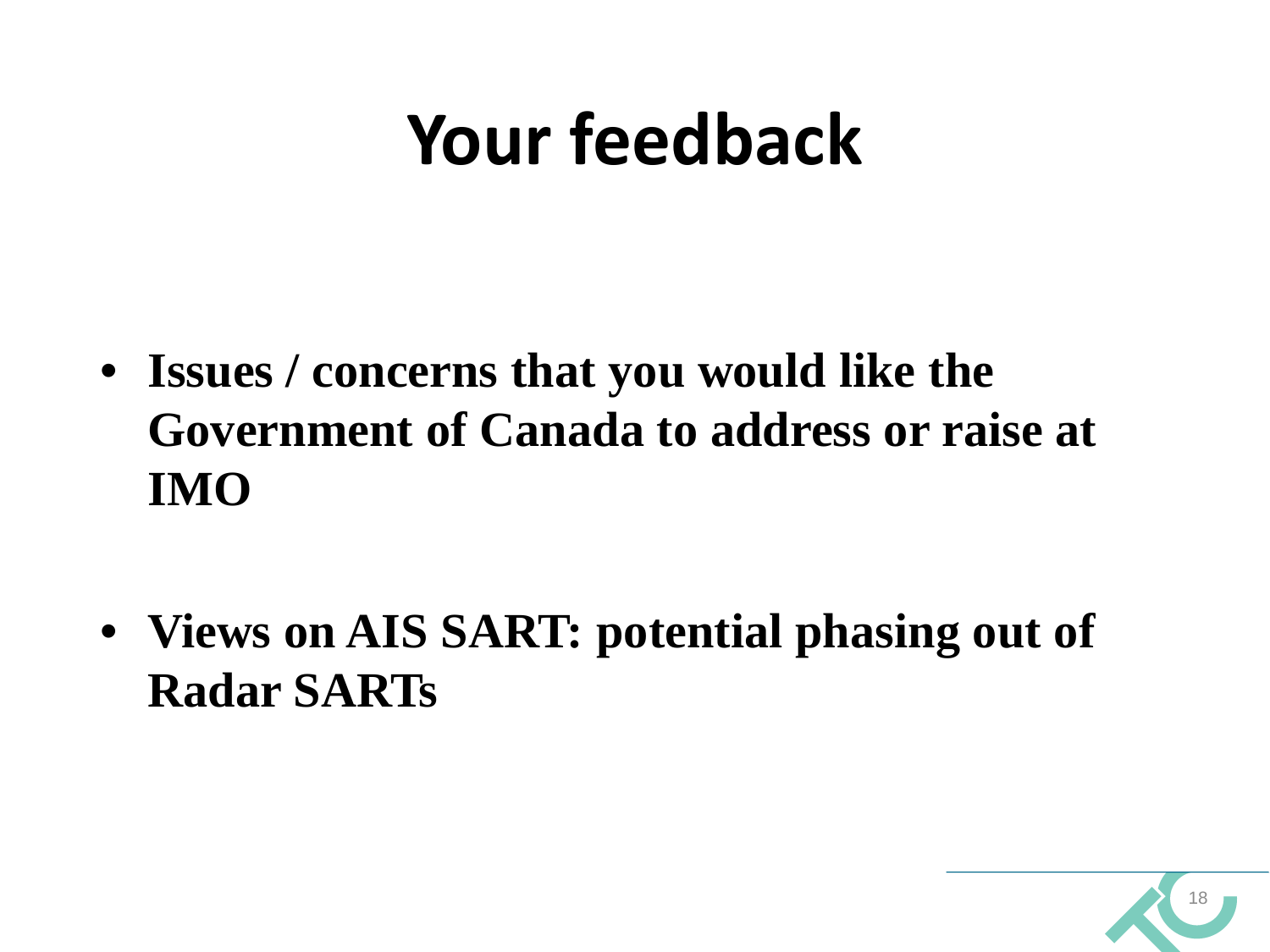# Your feedback

- **Issues / concerns that you would like the Government of Canada to address or raise at IMO**

- **Views on AIS SART: potential phasing out of Radar SARTs**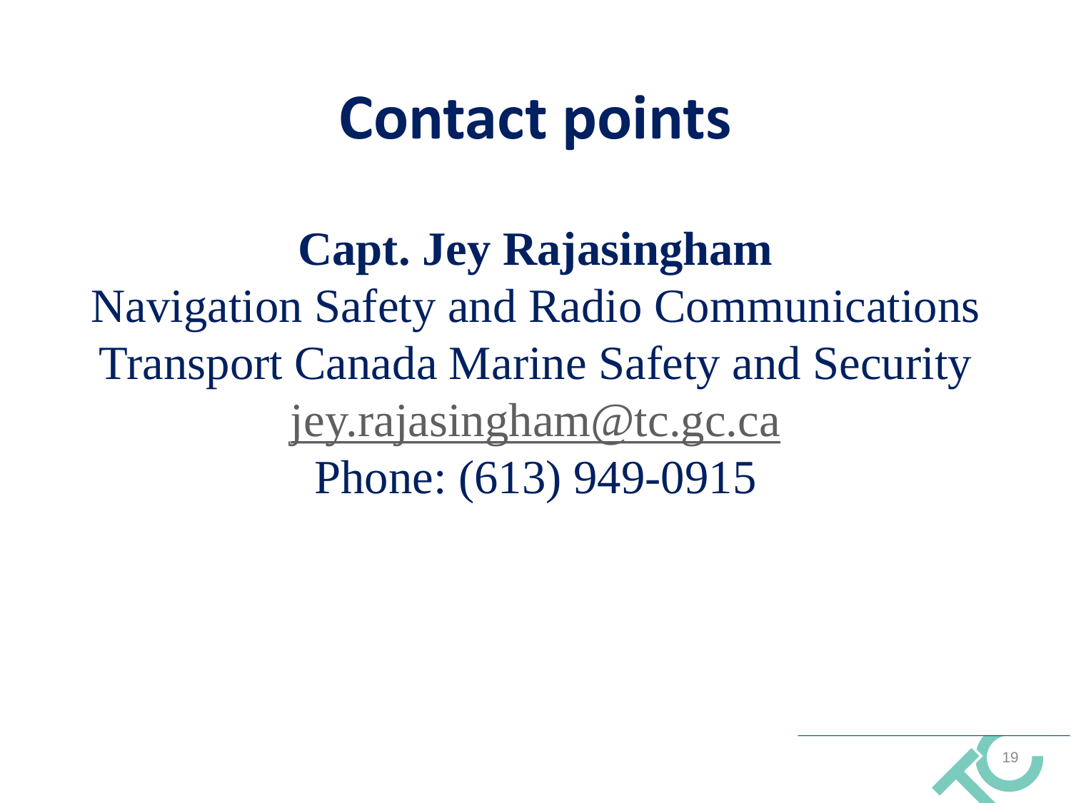# Contact points

**Capt. Jey Rajasingham**

Navigation Safety and Radio Communications

Transport Canada Marine Safety and Security

jey.rajasingham@tc.gc.ca

Phone: (613) 949-0915